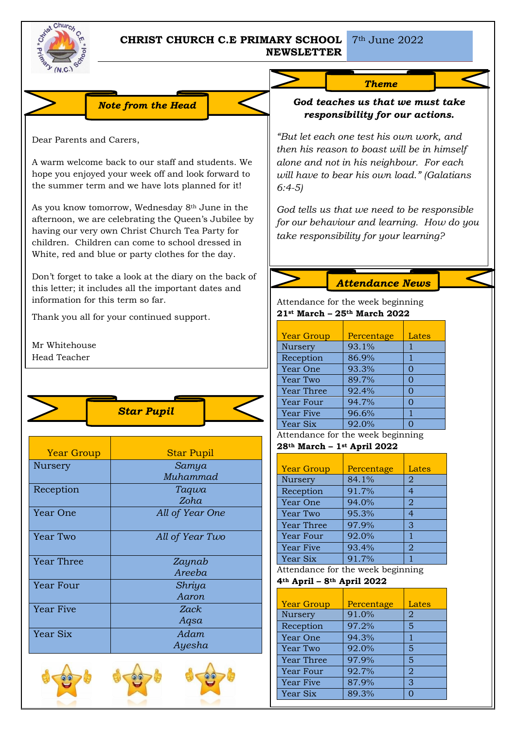# CHRIST CHURCH C.E PRIMARY SCHOOL NEWSLETTER

7th June 2022

## *Note from the Head*

Dear Parents and Carers,

A warm welcome back to our staff and students. We hope you enjoyed your week off and look forward to the summer term and we have lots planned for it!

As you know tomorrow, Wednesday 8th June in the afternoon, we are celebrating the Queen's Jubilee by having our very own Christ Church Tea Party for children. Children can come to school dressed in White, red and blue or party clothes for the day.

Don't forget to take a look at the diary on the back of this letter; it includes all the important dates and information for this term so far.

Thank you all for your continued support.

Mr Whitehouse
Head Teacher

## *Star Pupil*

| Year Group | Star Pupil |
|---|---|
| Nursery | *Samya Muhammad* |
| Reception | *Taqwa Zoha* |
| Year One | *All of Year One* |
| Year Two | *All of Year Two* |
| Year Three | *Zaynab Areeba* |
| Year Four | *Shriya Aaron* |
| Year Five | *Zack Aqsa* |
| Year Six | *Adam Ayesha* |

## *Theme*

***God teaches us that we must take responsibility for our actions.***

*"But let each one test his own work, and then his reason to boast will be in himself alone and not in his neighbour. For each will have to bear his own load." (Galatians 6:4-5)*

*God tells us that we need to be responsible for our behaviour and learning. How do you take responsibility for your learning?*

## *Attendance News*

Attendance for the week beginning **21st March – 25th March 2022**

| Year Group | Percentage | Lates |
|---|---|---|
| Nursery | 93.1% | 1 |
| Reception | 86.9% | 1 |
| Year One | 93.3% | 0 |
| Year Two | 89.7% | 0 |
| Year Three | 92.4% | 0 |
| Year Four | 94.7% | 0 |
| Year Five | 96.6% | 1 |
| Year Six | 92.0% | 0 |

Attendance for the week beginning **28th March – 1st April 2022**

| Year Group | Percentage | Lates |
|---|---|---|
| Nursery | 84.1% | 2 |
| Reception | 91.7% | 4 |
| Year One | 94.0% | 2 |
| Year Two | 95.3% | 4 |
| Year Three | 97.9% | 3 |
| Year Four | 92.0% | 1 |
| Year Five | 93.4% | 2 |
| Year Six | 91.7% | 1 |

Attendance for the week beginning **4th April – 8th April 2022**

| Year Group | Percentage | Lates |
|---|---|---|
| Nursery | 91.0% | 2 |
| Reception | 97.2% | 5 |
| Year One | 94.3% | 1 |
| Year Two | 92.0% | 5 |
| Year Three | 97.9% | 5 |
| Year Four | 92.7% | 2 |
| Year Five | 87.9% | 3 |
| Year Six | 89.3% | 0 |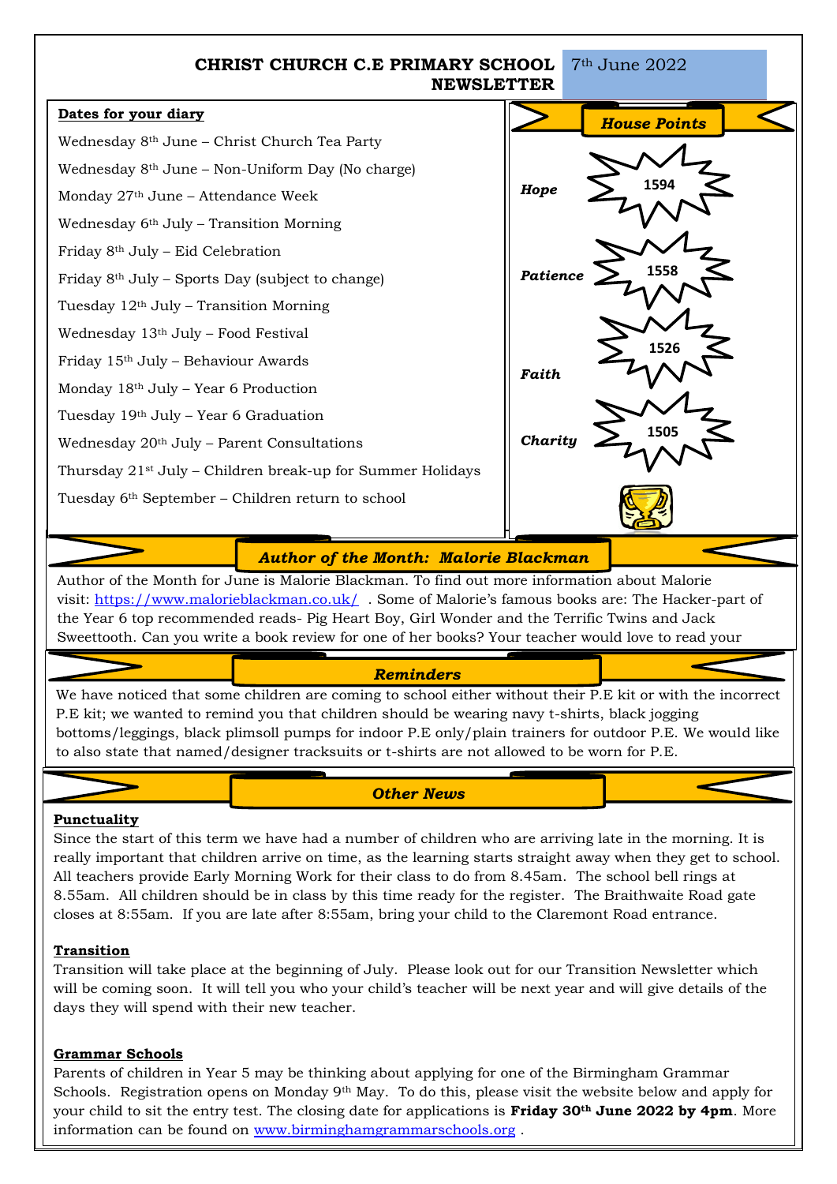# CHRIST CHURCH C.E PRIMARY SCHOOL NEWSLETTER

7th June 2022

**Dates for your diary**

Wednesday 8th June – Christ Church Tea Party

Wednesday 8th June – Non-Uniform Day (No charge)

Monday 27th June – Attendance Week

Wednesday 6th July – Transition Morning

Friday 8th July – Eid Celebration

Friday 8th July – Sports Day (subject to change)

Tuesday 12th July – Transition Morning

Wednesday 13th July – Food Festival

Friday 15th July – Behaviour Awards

Monday 18th July – Year 6 Production

Tuesday 19th July – Year 6 Graduation

Wednesday 20th July – Parent Consultations

Thursday 21st July – Children break-up for Summer Holidays

Tuesday 6th September – Children return to school

## *House Points*

*Hope* 1594

*Patience* 1558

*Faith* 1526

*Charity* 1505

## *Author of the Month: Malorie Blackman*

Author of the Month for June is Malorie Blackman. To find out more information about Malorie visit: https://www.malorieblackman.co.uk/ . Some of Malorie's famous books are: The Hacker-part of the Year 6 top recommended reads- Pig Heart Boy, Girl Wonder and the Terrific Twins and Jack Sweettooth. Can you write a book review for one of her books? Your teacher would love to read your

## *Reminders*

We have noticed that some children are coming to school either without their P.E kit or with the incorrect P.E kit; we wanted to remind you that children should be wearing navy t-shirts, black jogging bottoms/leggings, black plimsoll pumps for indoor P.E only/plain trainers for outdoor P.E. We would like to also state that named/designer tracksuits or t-shirts are not allowed to be worn for P.E.

## *Other News*

**Punctuality**

Since the start of this term we have had a number of children who are arriving late in the morning. It is really important that children arrive on time, as the learning starts straight away when they get to school. All teachers provide Early Morning Work for their class to do from 8.45am. The school bell rings at 8.55am. All children should be in class by this time ready for the register. The Braithwaite Road gate closes at 8:55am. If you are late after 8:55am, bring your child to the Claremont Road entrance.

**Transition**

Transition will take place at the beginning of July. Please look out for our Transition Newsletter which will be coming soon. It will tell you who your child's teacher will be next year and will give details of the days they will spend with their new teacher.

**Grammar Schools**

Parents of children in Year 5 may be thinking about applying for one of the Birmingham Grammar Schools. Registration opens on Monday 9th May. To do this, please visit the website below and apply for your child to sit the entry test. The closing date for applications is **Friday 30th June 2022 by 4pm**. More information can be found on www.birminghamgrammarschools.org .